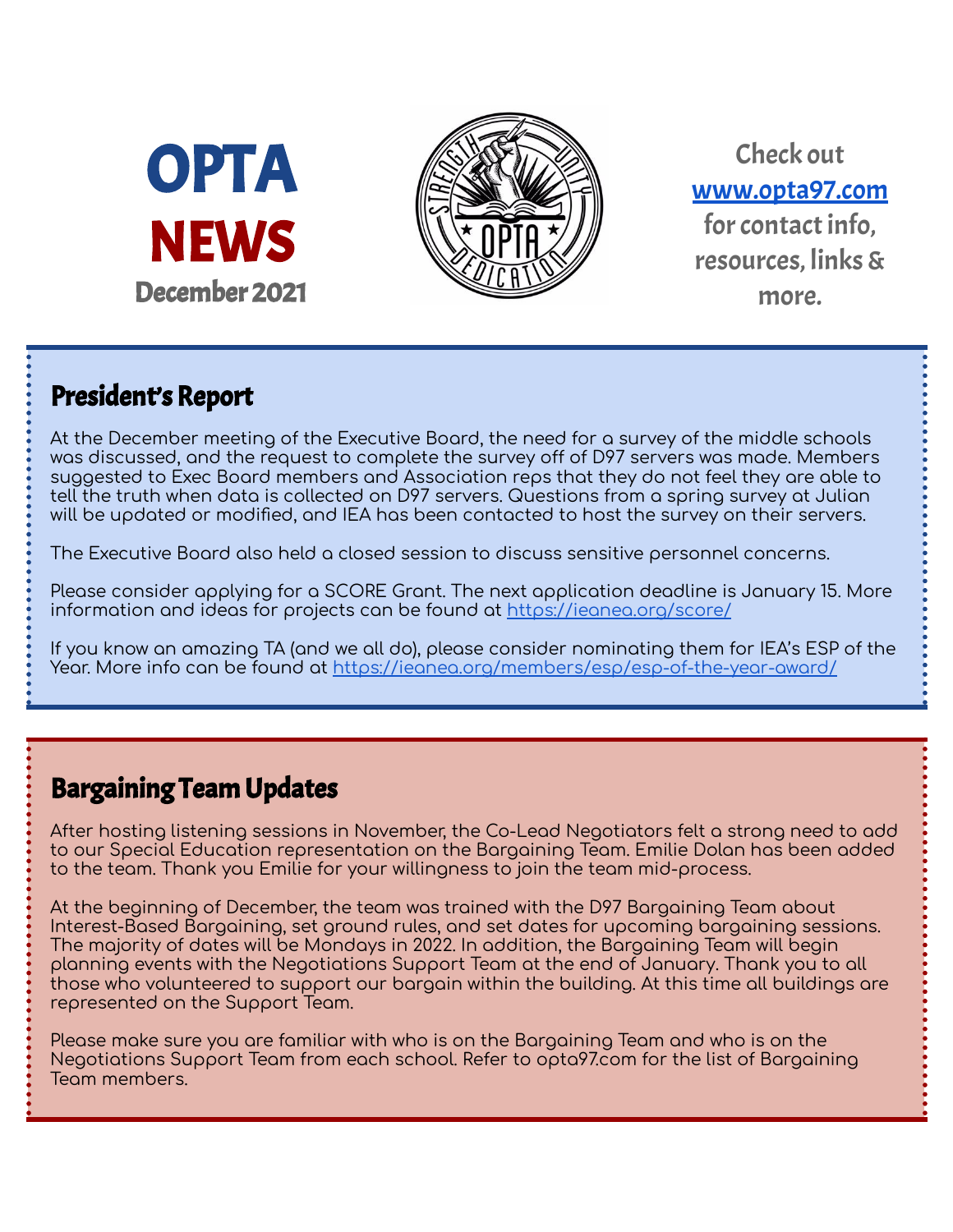# OPTA NEWS

**December 2021**

Check out **[www.opta97.com](www.opta97.com)** for contact info, resources, links & more.

## President's Report

At the December meeting of the Executive Board, the need for a survey of the middle schools was discussed, and the request to complete the survey off of D97 servers was made. Members suggested to Exec Board members and Association reps that they do not feel they are able to tell the truth when data is collected on D97 servers. Questions from a spring survey at Julian will be updated or modified, and IEA has been contacted to host the survey on their servers.

The Executive Board also held a closed session to discuss sensitive personnel concerns.

Please consider applying for a SCORE Grant. The next application deadline is January 15. More information and ideas for projects can be found at [https://ieanea.org/score/](https://ieanea.org/score/)

If you know an amazing TA (and we all do), please consider nominating them for IEA's ESP of the Year. More info can be found at [https://ieanea.org/members/esp/esp-of-the-year-award/](https://ieanea.org/members/esp/esp-of-the-year-award/)

## Bargaining Team Updates

After hosting listening sessions in November, the Co-Lead Negotiators felt a strong need to add to our Special Education representation on the Bargaining Team. Emilie Dolan has been added to the team. Thank you Emilie for your willingness to join the team mid-process.

At the beginning of December, the team was trained with the D97 Bargaining Team about Interest-Based Bargaining, set ground rules, and set dates for upcoming bargaining sessions. The majority of dates will be Mondays in 2022. In addition, the Bargaining Team will begin planning events with the Negotiations Support Team at the end of January. Thank you to all those who volunteered to support our bargain within the building. At this time all buildings are represented on the Support Team.

Please make sure you are familiar with who is on the Bargaining Team and who is on the Negotiations Support Team from each school. Refer to opta97.com for the list of Bargaining Team members.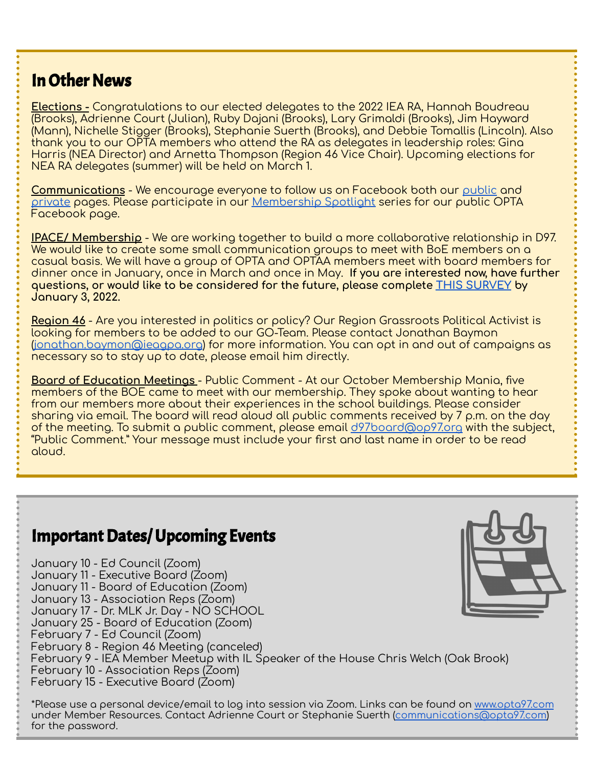## In Other News

**Elections -** Congratulations to our elected delegates to the 2022 IEA RA, Hannah Boudreau (Brooks), Adrienne Court (Julian), Ruby Dajani (Brooks), Lary Grimaldi (Brooks), Jim Hayward (Mann), Nichelle Stigger (Brooks), Stephanie Suerth (Brooks), and Debbie Tomallis (Lincoln). Also thank you to our OPTA members who attend the RA as delegates in leadership roles: Gina Harris (NEA Director) and Arnetta Thompson (Region 46 Vice Chair). Upcoming elections for NEA RA delegates (summer) will be held on March 1.

**Communications** - We encourage everyone to follow us on Facebook both our public and private pages. Please participate in our Membership Spotlight series for our public OPTA Facebook page.

**IPACE/ Membership** - We are working together to build a more collaborative relationship in D97. We would like to create some small communication groups to meet with BoE members on a casual basis. We will have a group of OPTA and OPTAA members meet with board members for dinner once in January, once in March and once in May. **If you are interested now, have further questions, or would like to be considered for the future, please complete THIS SURVEY by January 3, 2022.**

**Region 46** - Are you interested in politics or policy? Our Region Grassroots Political Activist is looking for members to be added to our GO-Team. Please contact Jonathan Baymon (jonathan.baymon@ieagpa.org) for more information. You can opt in and out of campaigns as necessary so to stay up to date, please email him directly.

**Board of Education Meetings** - Public Comment - At our October Membership Mania, five members of the BOE came to meet with our membership. They spoke about wanting to hear from our members more about their experiences in the school buildings. Please consider sharing via email. The board will read aloud all public comments received by 7 p.m. on the day of the meeting. To submit a public comment, please email d97board@op97.org with the subject, "Public Comment." Your message must include your first and last name in order to be read aloud.

## Important Dates/ Upcoming Events

January 10 - Ed Council (Zoom)
January 11 - Executive Board (Zoom)
January 11 - Board of Education (Zoom)
January 13 - Association Reps (Zoom)
January 17 - Dr. MLK Jr. Day - NO SCHOOL
January 25 - Board of Education (Zoom)
February 7 - Ed Council (Zoom)
February 8 - Region 46 Meeting (canceled)
February 9 - IEA Member Meetup with IL Speaker of the House Chris Welch (Oak Brook)
February 10 - Association Reps (Zoom)
February 15 - Executive Board (Zoom)

*Please use a personal device/email to log into session via Zoom. Links can be found on www.opta97.com under Member Resources. Contact Adrienne Court or Stephanie Suerth (communications@opta97.com) for the password.